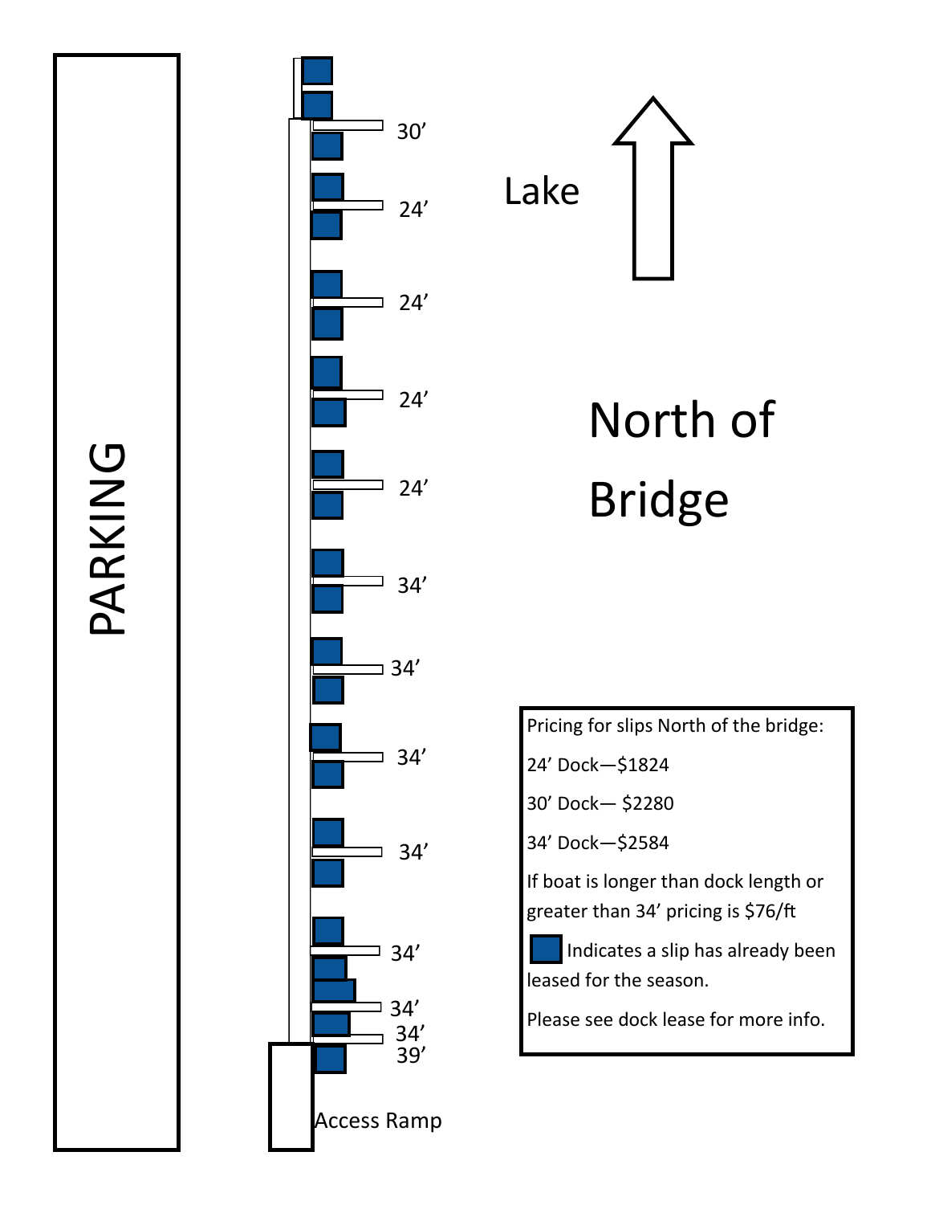PARKING

30'

24'

24'

24'

24'

34'

34'

34'

34'

34'

34'

34'

39'

Access Ramp

Lake

North of Bridge

Pricing for slips North of the bridge:

24' Dock—$1824

30' Dock— $2280

34' Dock—$2584

If boat is longer than dock length or greater than 34' pricing is $76/ft

Indicates a slip has already been leased for the season.

Please see dock lease for more info.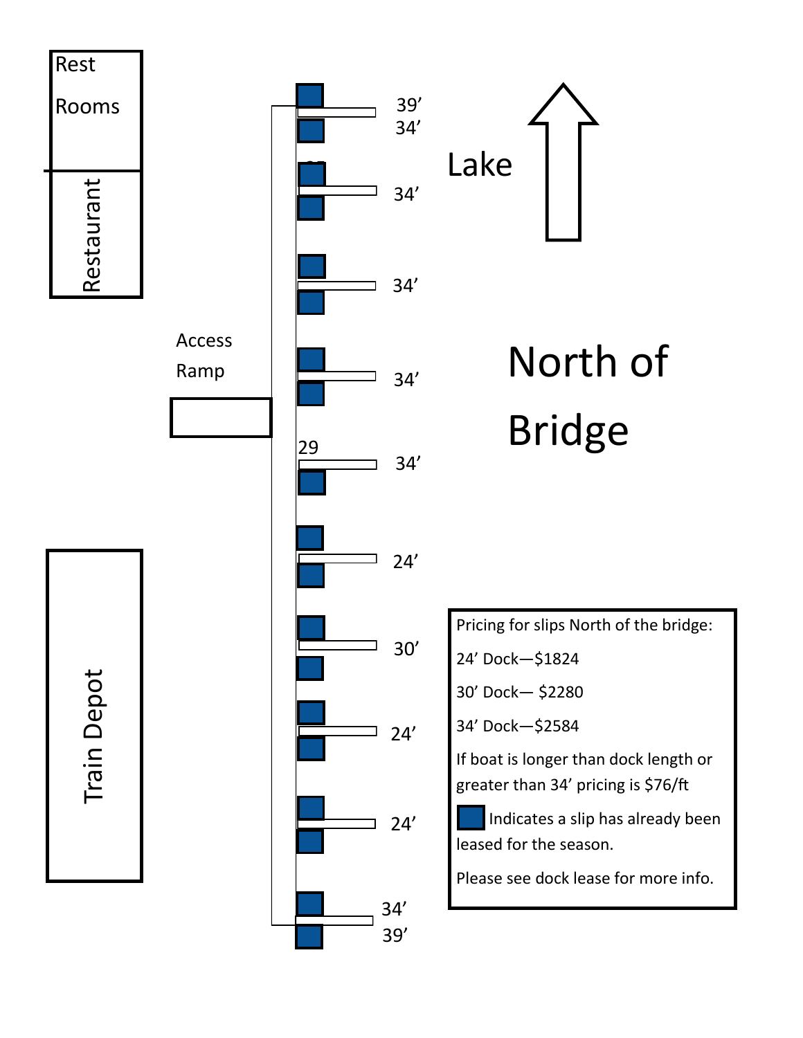Rest Rooms

Restaurant

Access Ramp

Train Depot

Lake

North of Bridge

39'
34'
34'
34'
34'
29
34'
24'
30'
24'
24'
34'
39'

Pricing for slips North of the bridge:

24' Dock—$1824

30' Dock— $2280

34' Dock—$2584

If boat is longer than dock length or greater than 34' pricing is $76/ft

Indicates a slip has already been leased for the season.

Please see dock lease for more info.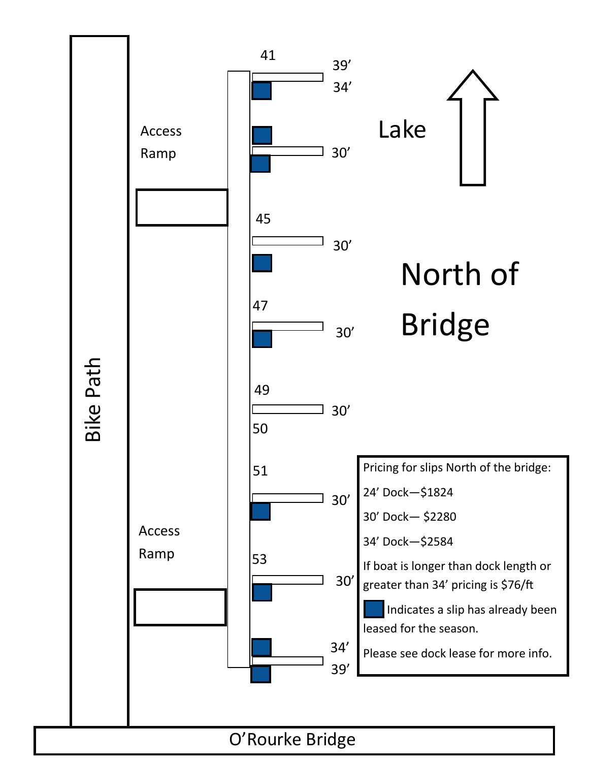Bike Path

Access Ramp

Access Ramp

41

39'

34'

30'

45

30'

47

30'

49

30'

50

51

30'

53

30'

34'

39'

Lake

North of Bridge

Pricing for slips North of the bridge:

24' Dock—$1824

30' Dock— $2280

34' Dock—$2584

If boat is longer than dock length or greater than 34' pricing is $76/ft

Indicates a slip has already been leased for the season.

Please see dock lease for more info.

O'Rourke Bridge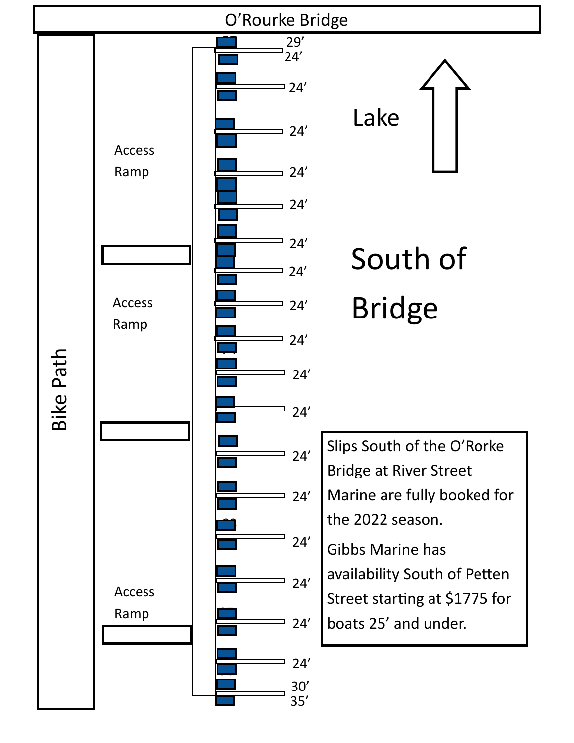O’Rourke Bridge

Bike Path

Access Ramp

Access Ramp

Access Ramp

29’
24’
24’
24’
24’
24’
24’
24’
24’
24’
24’
24’
24’
24’
24’
24’
24’
24’
30’
35’

Lake

South of Bridge

Slips South of the O’Rorke Bridge at River Street Marine are fully booked for the 2022 season.

Gibbs Marine has availability South of Petten Street starting at $1775 for boats 25’ and under.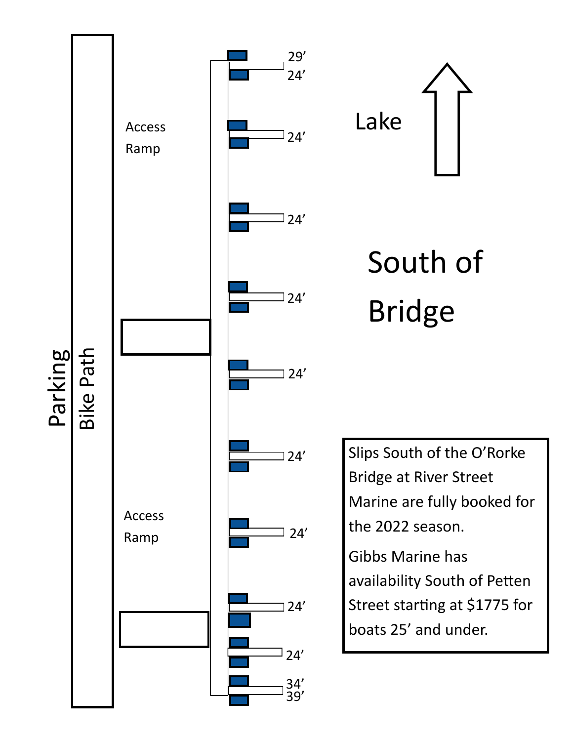Lake

South of Bridge

Access Ramp

Access Ramp

Parking

Bike Path

29’
24’
24’
24’
24’
24’
24’
24’
24’
24’
34’
39’

Slips South of the O’Rorke Bridge at River Street Marine are fully booked for the 2022 season.

Gibbs Marine has availability South of Petten Street starting at $1775 for boats 25’ and under.